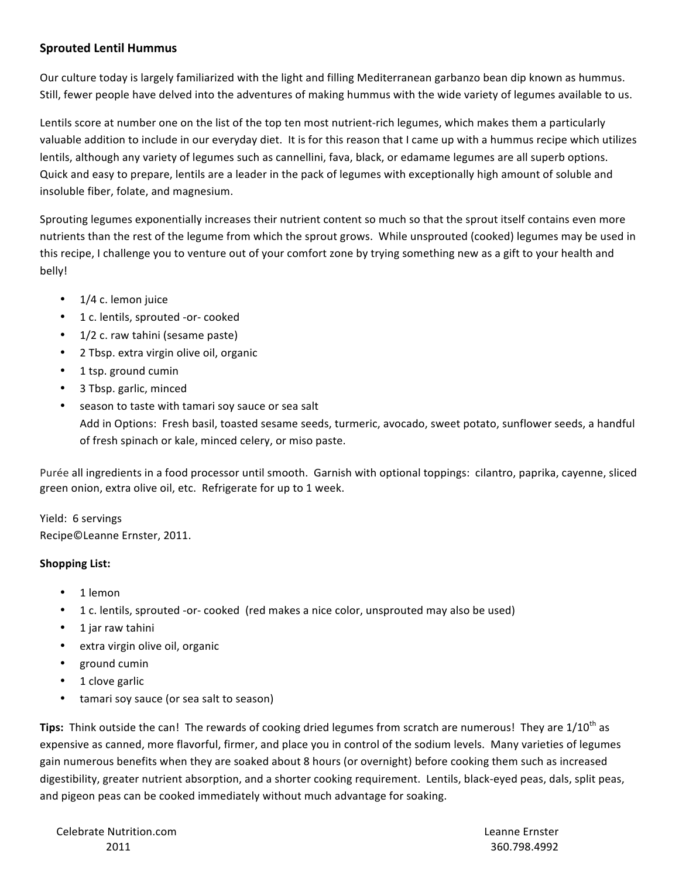**Sprouted Lentil Hummus**

Our culture today is largely familiarized with the light and filling Mediterranean garbanzo bean dip known as hummus. Still, fewer people have delved into the adventures of making hummus with the wide variety of legumes available to us.

Lentils score at number one on the list of the top ten most nutrient-rich legumes, which makes them a particularly valuable addition to include in our everyday diet. It is for this reason that I came up with a hummus recipe which utilizes lentils, although any variety of legumes such as cannellini, fava, black, or edamame legumes are all superb options. Quick and easy to prepare, lentils are a leader in the pack of legumes with exceptionally high amount of soluble and insoluble fiber, folate, and magnesium.

Sprouting legumes exponentially increases their nutrient content so much so that the sprout itself contains even more nutrients than the rest of the legume from which the sprout grows. While unsprouted (cooked) legumes may be used in this recipe, I challenge you to venture out of your comfort zone by trying something new as a gift to your health and belly!

- 1/4 c. lemon juice
- 1 c. lentils, sprouted -or- cooked
- 1/2 c. raw tahini (sesame paste)
- 2 Tbsp. extra virgin olive oil, organic
- 1 tsp. ground cumin
- 3 Tbsp. garlic, minced
- season to taste with tamari soy sauce or sea salt
  Add in Options: Fresh basil, toasted sesame seeds, turmeric, avocado, sweet potato, sunflower seeds, a handful of fresh spinach or kale, minced celery, or miso paste.

Purée all ingredients in a food processor until smooth. Garnish with optional toppings: cilantro, paprika, cayenne, sliced green onion, extra olive oil, etc. Refrigerate for up to 1 week.

Yield: 6 servings
Recipe©Leanne Ernster, 2011.

**Shopping List:**

- 1 lemon
- 1 c. lentils, sprouted -or- cooked (red makes a nice color, unsprouted may also be used)
- 1 jar raw tahini
- extra virgin olive oil, organic
- ground cumin
- 1 clove garlic
- tamari soy sauce (or sea salt to season)

**Tips:** Think outside the can! The rewards of cooking dried legumes from scratch are numerous! They are 1/10th as expensive as canned, more flavorful, firmer, and place you in control of the sodium levels. Many varieties of legumes gain numerous benefits when they are soaked about 8 hours (or overnight) before cooking them such as increased digestibility, greater nutrient absorption, and a shorter cooking requirement. Lentils, black-eyed peas, dals, split peas, and pigeon peas can be cooked immediately without much advantage for soaking.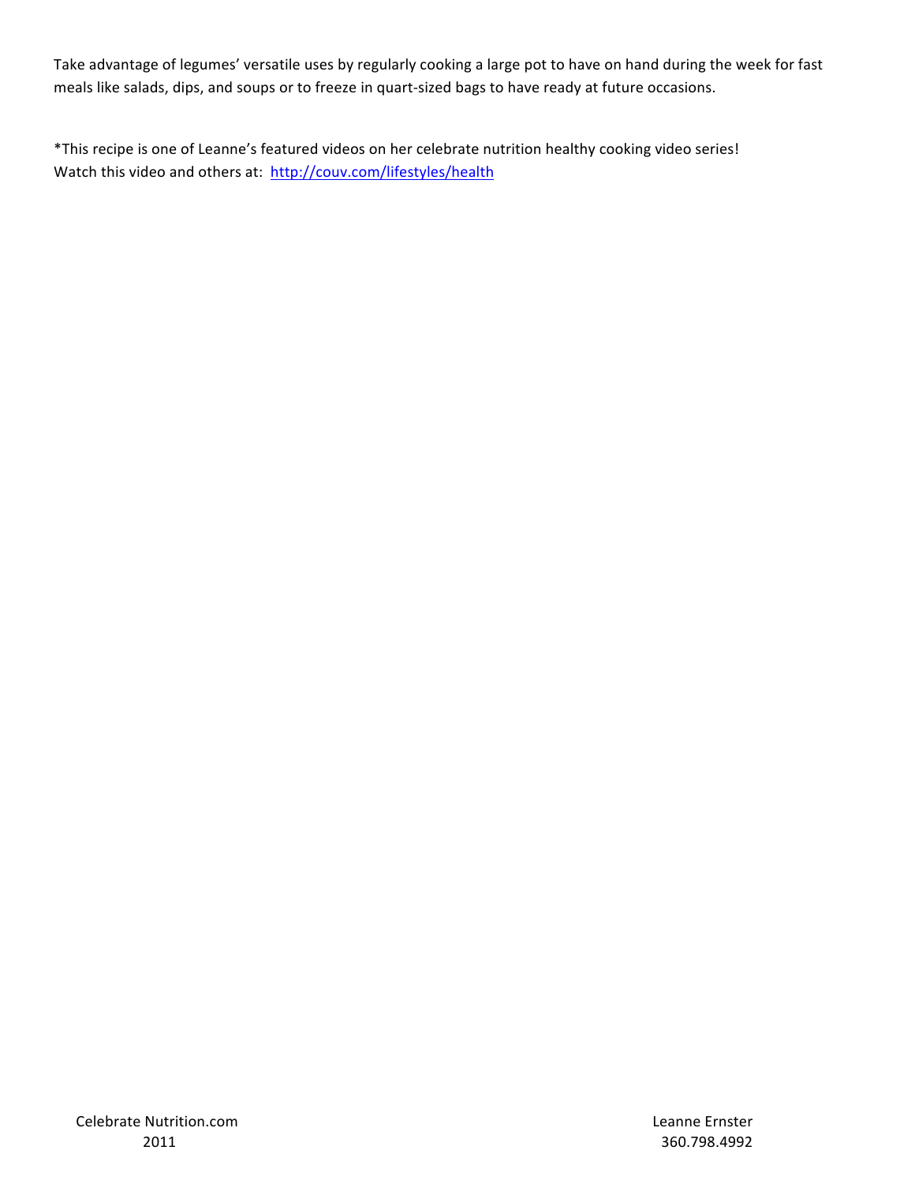Take advantage of legumes' versatile uses by regularly cooking a large pot to have on hand during the week for fast meals like salads, dips, and soups or to freeze in quart-sized bags to have ready at future occasions.

*This recipe is one of Leanne's featured videos on her celebrate nutrition healthy cooking video series!
Watch this video and others at: [http://couv.com/lifestyles/health](http://couv.com/lifestyles/health)